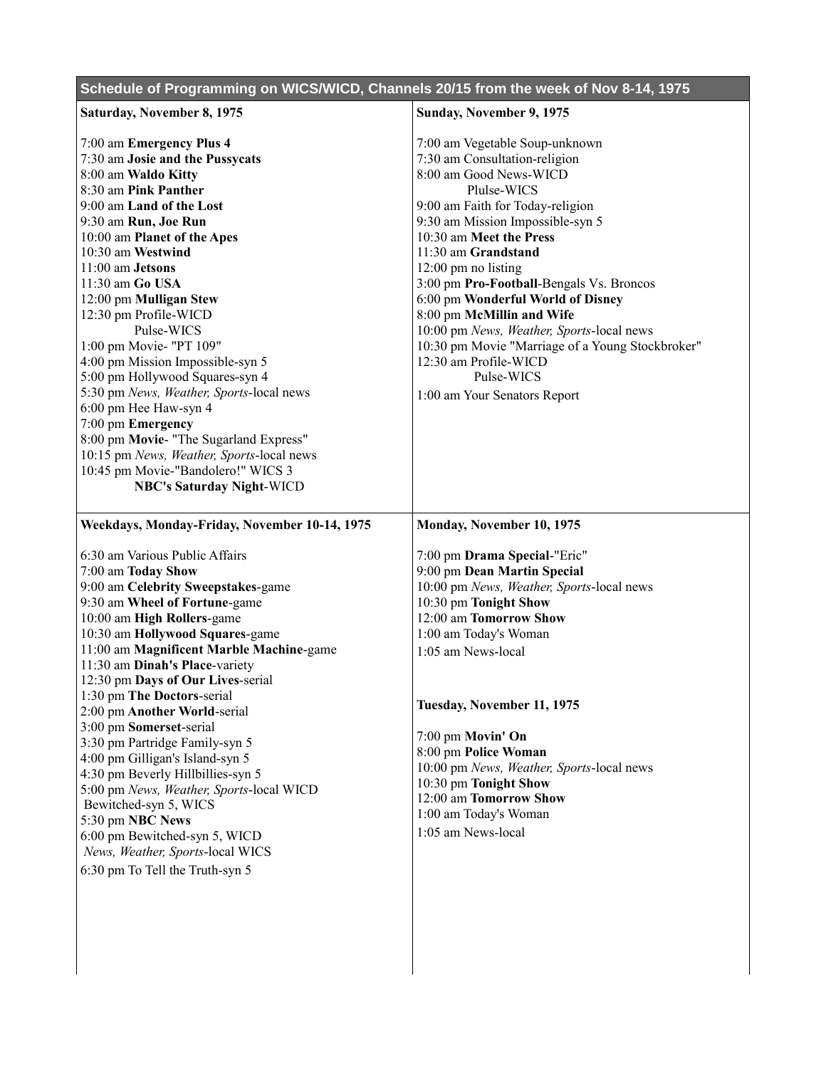## Schedule of Programming on WICS/WICD, Channels 20/15 from the week of Nov 8-14, 1975

### Saturday, November 8, 1975

7:00 am **Emergency Plus 4**
7:30 am **Josie and the Pussycats**
8:00 am **Waldo Kitty**
8:30 am **Pink Panther**
9:00 am **Land of the Lost**
9:30 am **Run, Joe Run**
10:00 am **Planet of the Apes**
10:30 am **Westwind**
11:00 am **Jetsons**
11:30 am **Go USA**
12:00 pm **Mulligan Stew**
12:30 pm Profile-WICD
 Pulse-WICS
1:00 pm Movie- "PT 109"
4:00 pm Mission Impossible-syn 5
5:00 pm Hollywood Squares-syn 4
5:30 pm *News, Weather, Sports*-local news
6:00 pm Hee Haw-syn 4
7:00 pm **Emergency**
8:00 pm **Movie**- "The Sugarland Express"
10:15 pm *News, Weather, Sports*-local news
10:45 pm Movie-"Bandolero!" WICS 3
 **NBC's Saturday Night**-WICD

### Sunday, November 9, 1975

7:00 am Vegetable Soup-unknown
7:30 am Consultation-religion
8:00 am Good News-WICD
 Plulse-WICS
9:00 am Faith for Today-religion
9:30 am Mission Impossible-syn 5
10:30 am **Meet the Press**
11:30 am **Grandstand**
12:00 pm no listing
3:00 pm **Pro-Football**-Bengals Vs. Broncos
6:00 pm **Wonderful World of Disney**
8:00 pm **McMillin and Wife**
10:00 pm *News, Weather, Sports*-local news
10:30 pm Movie "Marriage of a Young Stockbroker"
12:30 am Profile-WICD
 Pulse-WICS
1:00 am Your Senators Report

### Weekdays, Monday-Friday, November 10-14, 1975

6:30 am Various Public Affairs
7:00 am **Today Show**
9:00 am **Celebrity Sweepstakes**-game
9:30 am **Wheel of Fortune**-game
10:00 am **High Rollers**-game
10:30 am **Hollywood Squares**-game
11:00 am **Magnificent Marble Machine**-game
11:30 am **Dinah's Place**-variety
12:30 pm **Days of Our Lives**-serial
1:30 pm **The Doctors**-serial
2:00 pm **Another World**-serial
3:00 pm **Somerset**-serial
3:30 pm Partridge Family-syn 5
4:00 pm Gilligan's Island-syn 5
4:30 pm Beverly Hillbillies-syn 5
5:00 pm *News, Weather, Sports*-local WICD
 Bewitched-syn 5, WICS
5:30 pm **NBC News**
6:00 pm Bewitched-syn 5, WICD
 *News, Weather, Sports*-local WICS
6:30 pm To Tell the Truth-syn 5

### Monday, November 10, 1975

7:00 pm **Drama Special**-"Eric"
9:00 pm **Dean Martin Special**
10:00 pm *News, Weather, Sports*-local news
10:30 pm **Tonight Show**
12:00 am **Tomorrow Show**
1:00 am Today's Woman
1:05 am News-local

### Tuesday, November 11, 1975

7:00 pm **Movin' On**
8:00 pm **Police Woman**
10:00 pm *News, Weather, Sports*-local news
10:30 pm **Tonight Show**
12:00 am **Tomorrow Show**
1:00 am Today's Woman
1:05 am News-local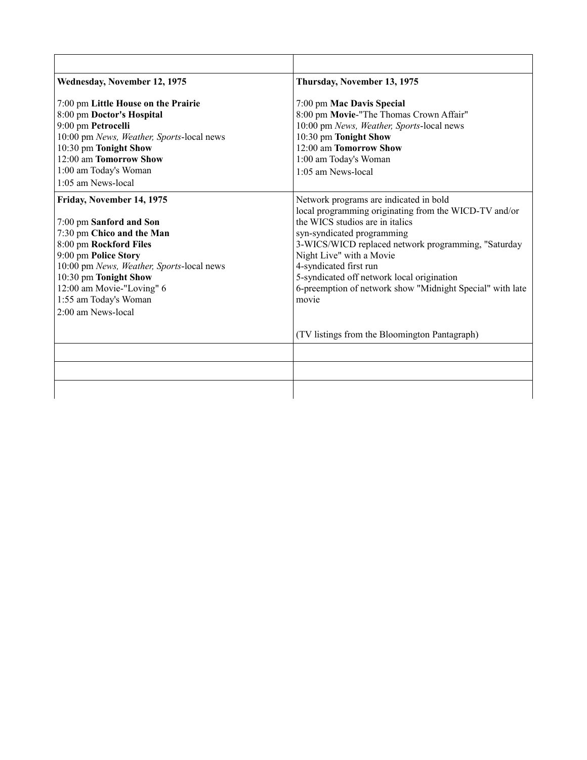| | |
|---|---|
| **Wednesday, November 12, 1975**<br><br>7:00 pm **Little House on the Prairie**<br>8:00 pm **Doctor's Hospital**<br>9:00 pm **Petrocelli**<br>10:00 pm *News, Weather, Sports*-local news<br>10:30 pm **Tonight Show**<br>12:00 am **Tomorrow Show**<br>1:00 am Today's Woman<br>1:05 am News-local | **Thursday, November 13, 1975**<br><br>7:00 pm **Mac Davis Special**<br>8:00 pm **Movie**-"The Thomas Crown Affair"<br>10:00 pm *News, Weather, Sports*-local news<br>10:30 pm **Tonight Show**<br>12:00 am **Tomorrow Show**<br>1:00 am Today's Woman<br>1:05 am News-local |
| **Friday, November 14, 1975**<br><br>7:00 pm **Sanford and Son**<br>7:30 pm **Chico and the Man**<br>8:00 pm **Rockford Files**<br>9:00 pm **Police Story**<br>10:00 pm *News, Weather, Sports*-local news<br>10:30 pm **Tonight Show**<br>12:00 am Movie-"Loving" 6<br>1:55 am Today's Woman<br>2:00 am News-local | Network programs are indicated in bold<br>local programming originating from the WICD-TV and/or the WICS studios are in italics<br>syn-syndicated programming<br>3-WICS/WICD replaced network programming, "Saturday Night Live" with a Movie<br>4-syndicated first run<br>5-syndicated off network local origination<br>6-preemption of network show "Midnight Special" with late movie<br><br>(TV listings from the Bloomington Pantagraph) |
| | |
| | |
| | |